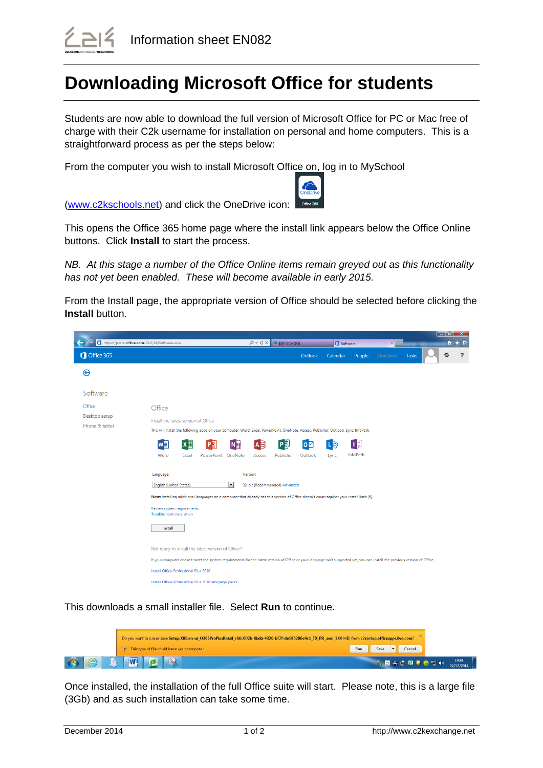Information sheet EN082

# Downloading Microsoft Office for students

Students are now able to download the full version of Microsoft Office for PC or Mac free of charge with their C2k username for installation on personal and home computers. This is a straightforward process as per the steps below:

From the computer you wish to install Microsoft Office on, log in to MySchool (www.c2kschools.net) and click the OneDrive icon:

This opens the Office 365 home page where the install link appears below the Office Online buttons. Click **Install** to start the process.

*NB. At this stage a number of the Office Online items remain greyed out as this functionality has not yet been enabled. These will become available in early 2015.*

From the Install page, the appropriate version of Office should be selected before clicking the **Install** button.

This downloads a small installer file. Select **Run** to continue.

Once installed, the installation of the full Office suite will start. Please note, this is a large file (3Gb) and as such installation can take some time.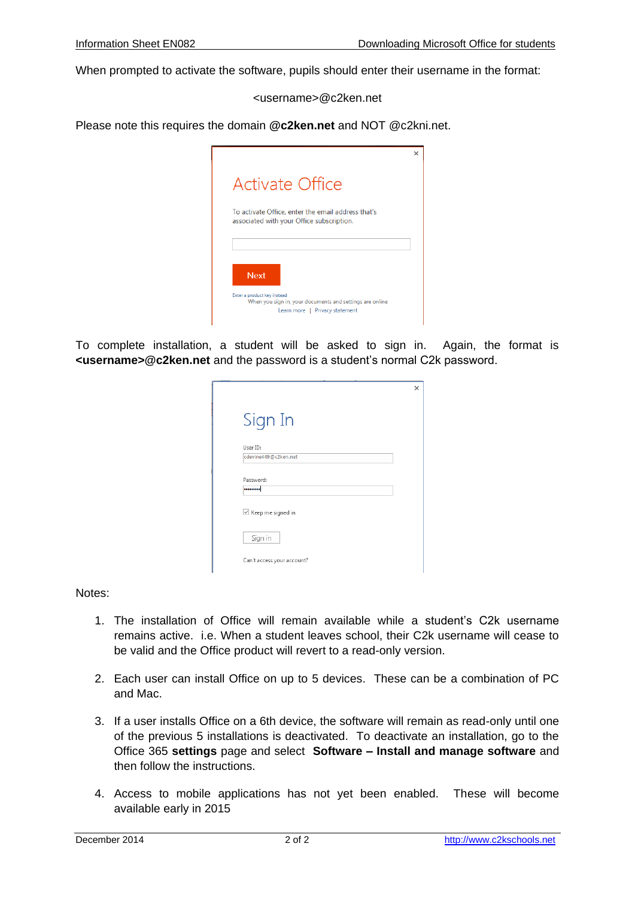When prompted to activate the software, pupils should enter their username in the format:

<username>@c2ken.net

Please note this requires the domain **@c2ken.net** and NOT @c2kni.net.

To complete installation, a student will be asked to sign in. Again, the format is **<username>@c2ken.net** and the password is a student's normal C2k password.

Notes:

1. The installation of Office will remain available while a student's C2k username remains active. i.e. When a student leaves school, their C2k username will cease to be valid and the Office product will revert to a read-only version.

2. Each user can install Office on up to 5 devices. These can be a combination of PC and Mac.

3. If a user installs Office on a 6th device, the software will remain as read-only until one of the previous 5 installations is deactivated. To deactivate an installation, go to the Office 365 **settings** page and select **Software – Install and manage software** and then follow the instructions.

4. Access to mobile applications has not yet been enabled. These will become available early in 2015